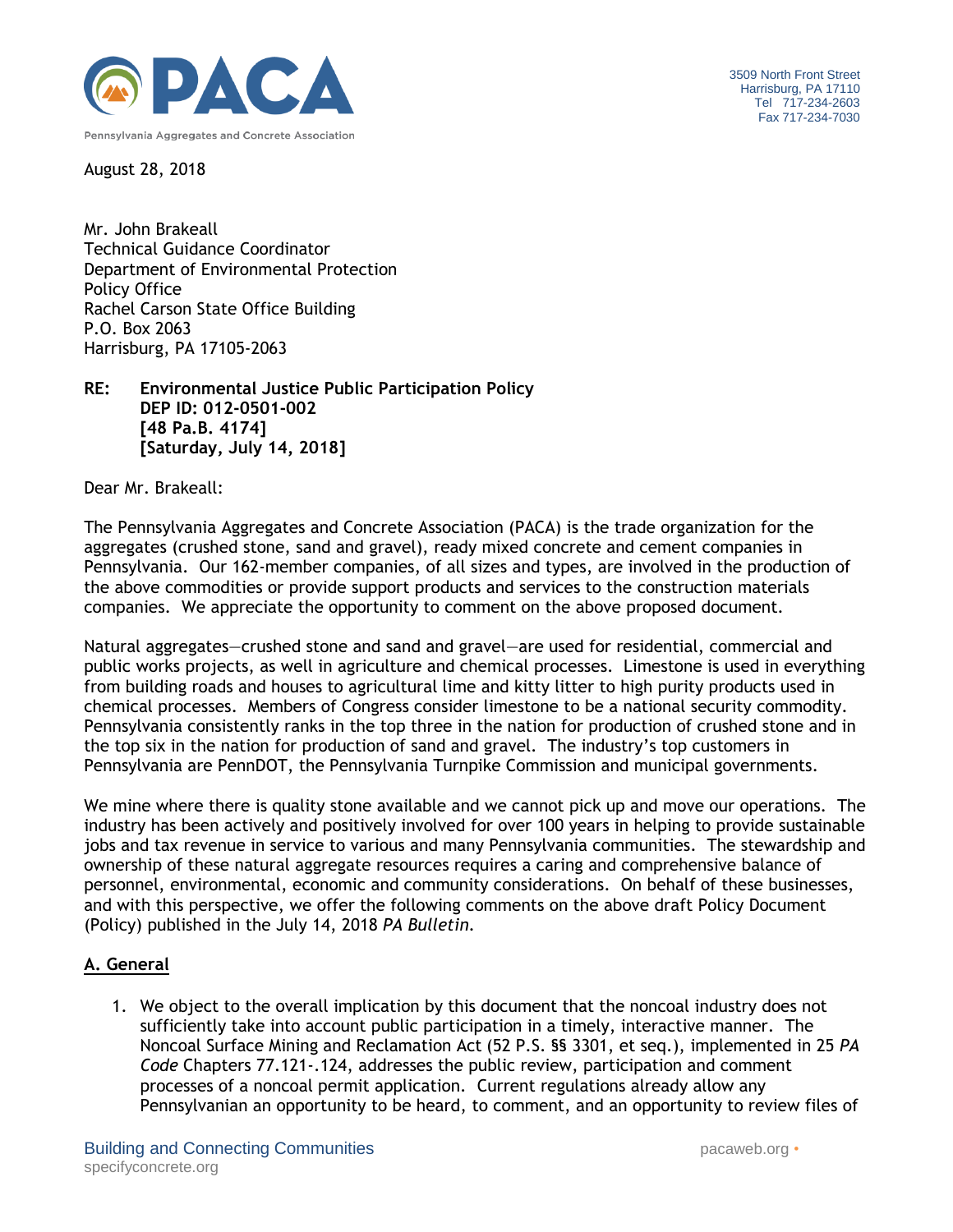PACA

Pennsylvania Aggregates and Concrete Association

3509 North Front Street
Harrisburg, PA 17110
Tel 717-234-2603
Fax 717-234-7030

August 28, 2018

Mr. John Brakeall
Technical Guidance Coordinator
Department of Environmental Protection
Policy Office
Rachel Carson State Office Building
P.O. Box 2063
Harrisburg, PA 17105-2063

**RE: Environmental Justice Public Participation Policy**
**DEP ID: 012-0501-002**
**[48 Pa.B. 4174]**
**[Saturday, July 14, 2018]**

Dear Mr. Brakeall:

The Pennsylvania Aggregates and Concrete Association (PACA) is the trade organization for the aggregates (crushed stone, sand and gravel), ready mixed concrete and cement companies in Pennsylvania. Our 162-member companies, of all sizes and types, are involved in the production of the above commodities or provide support products and services to the construction materials companies. We appreciate the opportunity to comment on the above proposed document.

Natural aggregates—crushed stone and sand and gravel—are used for residential, commercial and public works projects, as well in agriculture and chemical processes. Limestone is used in everything from building roads and houses to agricultural lime and kitty litter to high purity products used in chemical processes. Members of Congress consider limestone to be a national security commodity. Pennsylvania consistently ranks in the top three in the nation for production of crushed stone and in the top six in the nation for production of sand and gravel. The industry's top customers in Pennsylvania are PennDOT, the Pennsylvania Turnpike Commission and municipal governments.

We mine where there is quality stone available and we cannot pick up and move our operations. The industry has been actively and positively involved for over 100 years in helping to provide sustainable jobs and tax revenue in service to various and many Pennsylvania communities. The stewardship and ownership of these natural aggregate resources requires a caring and comprehensive balance of personnel, environmental, economic and community considerations. On behalf of these businesses, and with this perspective, we offer the following comments on the above draft Policy Document (Policy) published in the July 14, 2018 *PA Bulletin*.

## A. General

1. We object to the overall implication by this document that the noncoal industry does not sufficiently take into account public participation in a timely, interactive manner. The Noncoal Surface Mining and Reclamation Act (52 P.S. §§ 3301, et seq.), implemented in 25 *PA Code* Chapters 77.121-.124, addresses the public review, participation and comment processes of a noncoal permit application. Current regulations already allow any Pennsylvanian an opportunity to be heard, to comment, and an opportunity to review files of

Building and Connecting Communities
specifyconcrete.org
pacaweb.org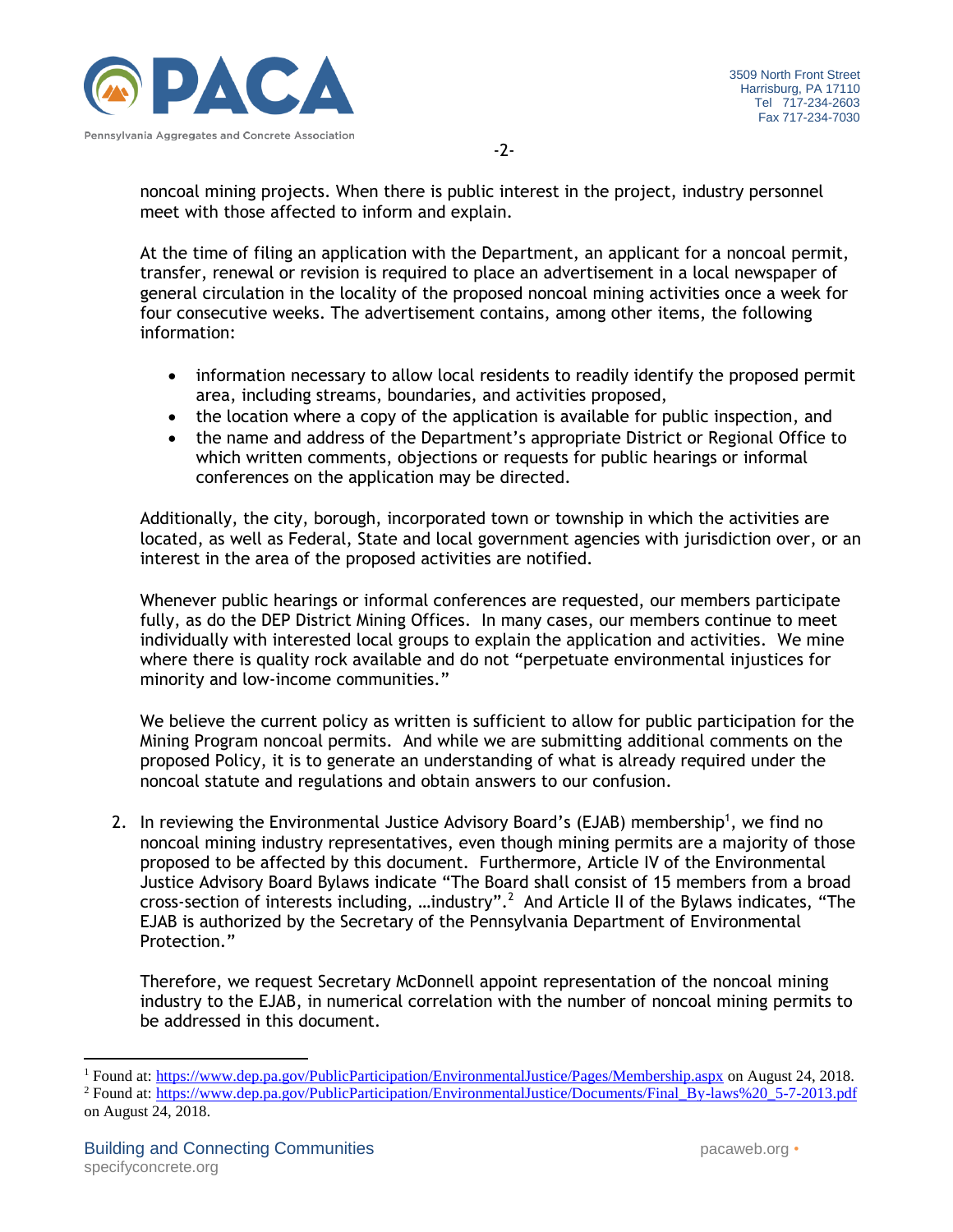noncoal mining projects. When there is public interest in the project, industry personnel meet with those affected to inform and explain.

At the time of filing an application with the Department, an applicant for a noncoal permit, transfer, renewal or revision is required to place an advertisement in a local newspaper of general circulation in the locality of the proposed noncoal mining activities once a week for four consecutive weeks. The advertisement contains, among other items, the following information:

- information necessary to allow local residents to readily identify the proposed permit area, including streams, boundaries, and activities proposed,
- the location where a copy of the application is available for public inspection, and
- the name and address of the Department's appropriate District or Regional Office to which written comments, objections or requests for public hearings or informal conferences on the application may be directed.

Additionally, the city, borough, incorporated town or township in which the activities are located, as well as Federal, State and local government agencies with jurisdiction over, or an interest in the area of the proposed activities are notified.

Whenever public hearings or informal conferences are requested, our members participate fully, as do the DEP District Mining Offices. In many cases, our members continue to meet individually with interested local groups to explain the application and activities. We mine where there is quality rock available and do not "perpetuate environmental injustices for minority and low-income communities."

We believe the current policy as written is sufficient to allow for public participation for the Mining Program noncoal permits. And while we are submitting additional comments on the proposed Policy, it is to generate an understanding of what is already required under the noncoal statute and regulations and obtain answers to our confusion.

2. In reviewing the Environmental Justice Advisory Board's (EJAB) membership[1], we find no noncoal mining industry representatives, even though mining permits are a majority of those proposed to be affected by this document. Furthermore, Article IV of the Environmental Justice Advisory Board Bylaws indicate "The Board shall consist of 15 members from a broad cross-section of interests including, …industry".[2] And Article II of the Bylaws indicates, "The EJAB is authorized by the Secretary of the Pennsylvania Department of Environmental Protection."

   Therefore, we request Secretary McDonnell appoint representation of the noncoal mining industry to the EJAB, in numerical correlation with the number of noncoal mining permits to be addressed in this document.

---

[1] Found at: https://www.dep.pa.gov/PublicParticipation/EnvironmentalJustice/Pages/Membership.aspx on August 24, 2018.

[2] Found at: https://www.dep.pa.gov/PublicParticipation/EnvironmentalJustice/Documents/Final_By-laws%20_5-7-2013.pdf on August 24, 2018.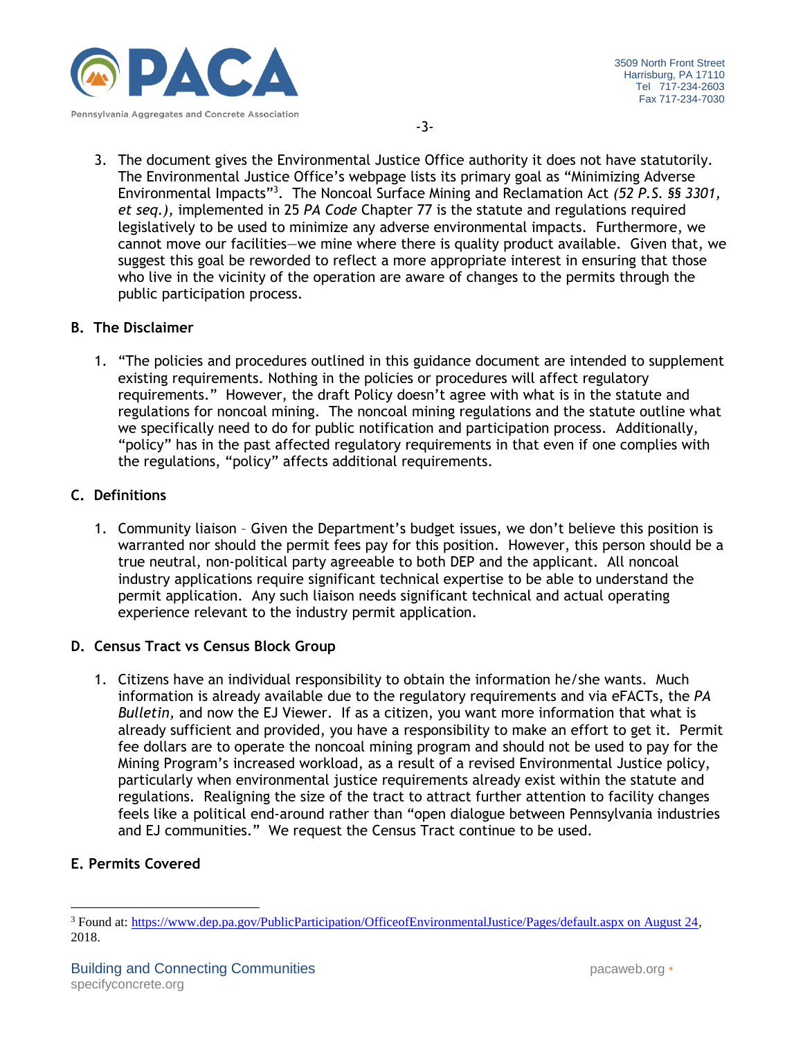3. The document gives the Environmental Justice Office authority it does not have statutorily. The Environmental Justice Office's webpage lists its primary goal as "Minimizing Adverse Environmental Impacts"[3]. The Noncoal Surface Mining and Reclamation Act *(52 P.S. §§ 3301, et seq.)*, implemented in 25 *PA Code* Chapter 77 is the statute and regulations required legislatively to be used to minimize any adverse environmental impacts. Furthermore, we cannot move our facilities—we mine where there is quality product available. Given that, we suggest this goal be reworded to reflect a more appropriate interest in ensuring that those who live in the vicinity of the operation are aware of changes to the permits through the public participation process.

## B. The Disclaimer

1. "The policies and procedures outlined in this guidance document are intended to supplement existing requirements. Nothing in the policies or procedures will affect regulatory requirements." However, the draft Policy doesn't agree with what is in the statute and regulations for noncoal mining. The noncoal mining regulations and the statute outline what we specifically need to do for public notification and participation process. Additionally, "policy" has in the past affected regulatory requirements in that even if one complies with the regulations, "policy" affects additional requirements.

## C. Definitions

1. Community liaison – Given the Department's budget issues, we don't believe this position is warranted nor should the permit fees pay for this position. However, this person should be a true neutral, non-political party agreeable to both DEP and the applicant. All noncoal industry applications require significant technical expertise to be able to understand the permit application. Any such liaison needs significant technical and actual operating experience relevant to the industry permit application.

## D. Census Tract vs Census Block Group

1. Citizens have an individual responsibility to obtain the information he/she wants. Much information is already available due to the regulatory requirements and via eFACTs, the *PA Bulletin*, and now the EJ Viewer. If as a citizen, you want more information that what is already sufficient and provided, you have a responsibility to make an effort to get it. Permit fee dollars are to operate the noncoal mining program and should not be used to pay for the Mining Program's increased workload, as a result of a revised Environmental Justice policy, particularly when environmental justice requirements already exist within the statute and regulations. Realigning the size of the tract to attract further attention to facility changes feels like a political end-around rather than "open dialogue between Pennsylvania industries and EJ communities." We request the Census Tract continue to be used.

## E. Permits Covered

---

[3] Found at: https://www.dep.pa.gov/PublicParticipation/OfficeofEnvironmentalJustice/Pages/default.aspx on August 24, 2018.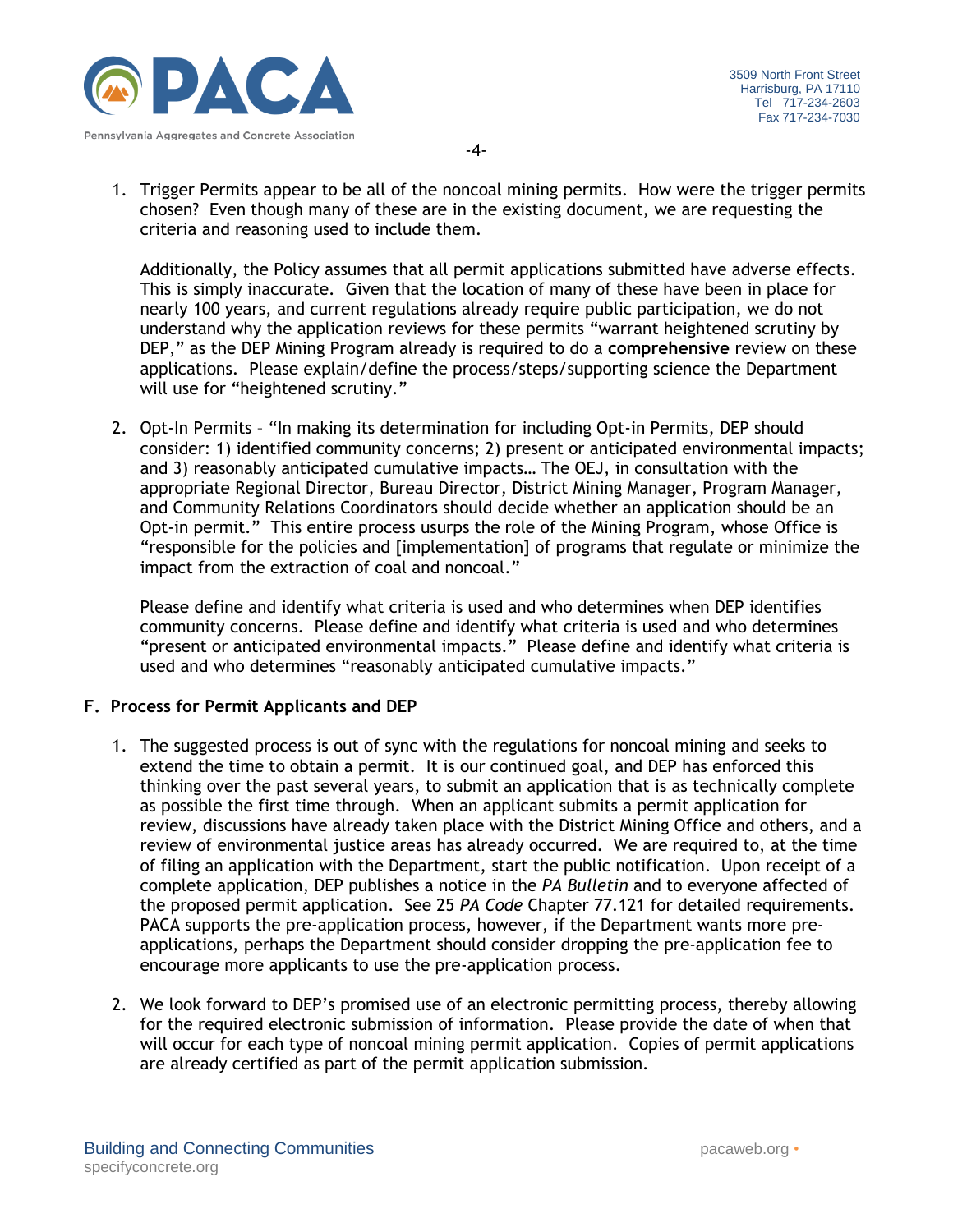1. Trigger Permits appear to be all of the noncoal mining permits. How were the trigger permits chosen? Even though many of these are in the existing document, we are requesting the criteria and reasoning used to include them.

   Additionally, the Policy assumes that all permit applications submitted have adverse effects. This is simply inaccurate. Given that the location of many of these have been in place for nearly 100 years, and current regulations already require public participation, we do not understand why the application reviews for these permits "warrant heightened scrutiny by DEP," as the DEP Mining Program already is required to do a **comprehensive** review on these applications. Please explain/define the process/steps/supporting science the Department will use for "heightened scrutiny."

2. Opt-In Permits – "In making its determination for including Opt-in Permits, DEP should consider: 1) identified community concerns; 2) present or anticipated environmental impacts; and 3) reasonably anticipated cumulative impacts… The OEJ, in consultation with the appropriate Regional Director, Bureau Director, District Mining Manager, Program Manager, and Community Relations Coordinators should decide whether an application should be an Opt-in permit." This entire process usurps the role of the Mining Program, whose Office is "responsible for the policies and [implementation] of programs that regulate or minimize the impact from the extraction of coal and noncoal."

   Please define and identify what criteria is used and who determines when DEP identifies community concerns. Please define and identify what criteria is used and who determines "present or anticipated environmental impacts." Please define and identify what criteria is used and who determines "reasonably anticipated cumulative impacts."

## F. Process for Permit Applicants and DEP

1. The suggested process is out of sync with the regulations for noncoal mining and seeks to extend the time to obtain a permit. It is our continued goal, and DEP has enforced this thinking over the past several years, to submit an application that is as technically complete as possible the first time through. When an applicant submits a permit application for review, discussions have already taken place with the District Mining Office and others, and a review of environmental justice areas has already occurred. We are required to, at the time of filing an application with the Department, start the public notification. Upon receipt of a complete application, DEP publishes a notice in the *PA Bulletin* and to everyone affected of the proposed permit application. See 25 *PA Code* Chapter 77.121 for detailed requirements. PACA supports the pre-application process, however, if the Department wants more pre-applications, perhaps the Department should consider dropping the pre-application fee to encourage more applicants to use the pre-application process.

2. We look forward to DEP's promised use of an electronic permitting process, thereby allowing for the required electronic submission of information. Please provide the date of when that will occur for each type of noncoal mining permit application. Copies of permit applications are already certified as part of the permit application submission.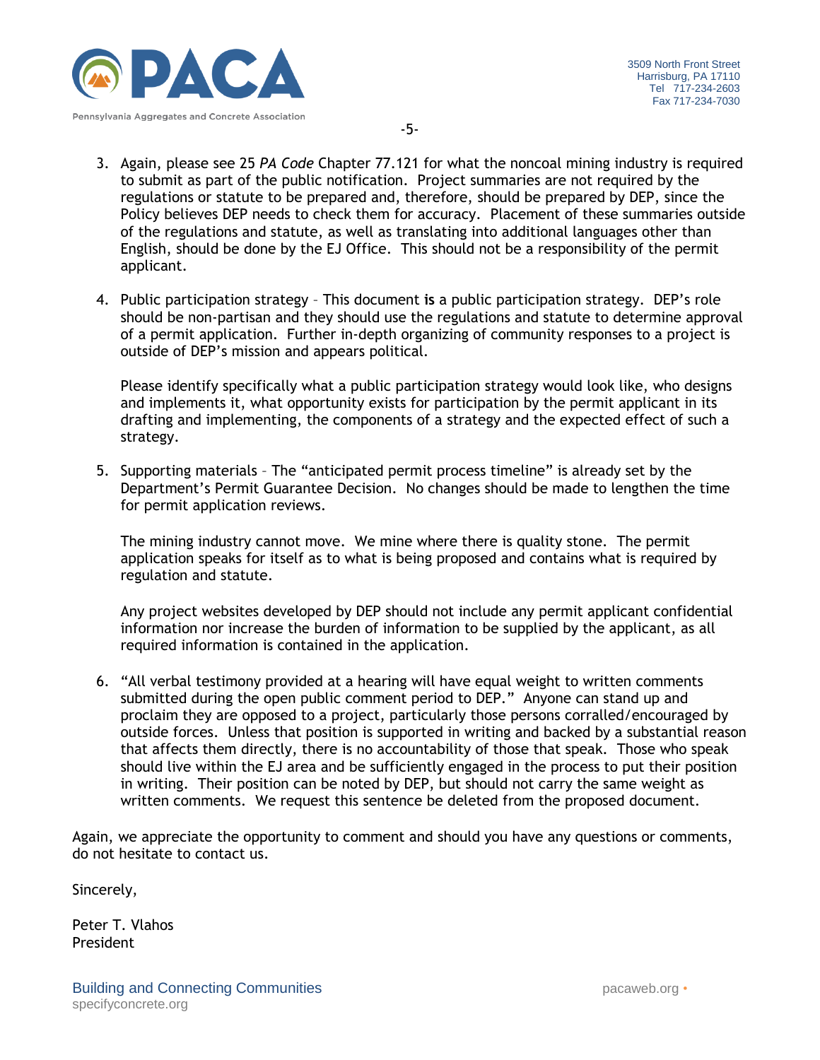3. Again, please see 25 *PA Code* Chapter 77.121 for what the noncoal mining industry is required to submit as part of the public notification. Project summaries are not required by the regulations or statute to be prepared and, therefore, should be prepared by DEP, since the Policy believes DEP needs to check them for accuracy. Placement of these summaries outside of the regulations and statute, as well as translating into additional languages other than English, should be done by the EJ Office. This should not be a responsibility of the permit applicant.

4. Public participation strategy – This document **is** a public participation strategy. DEP's role should be non-partisan and they should use the regulations and statute to determine approval of a permit application. Further in-depth organizing of community responses to a project is outside of DEP's mission and appears political.

   Please identify specifically what a public participation strategy would look like, who designs and implements it, what opportunity exists for participation by the permit applicant in its drafting and implementing, the components of a strategy and the expected effect of such a strategy.

5. Supporting materials – The "anticipated permit process timeline" is already set by the Department's Permit Guarantee Decision. No changes should be made to lengthen the time for permit application reviews.

   The mining industry cannot move. We mine where there is quality stone. The permit application speaks for itself as to what is being proposed and contains what is required by regulation and statute.

   Any project websites developed by DEP should not include any permit applicant confidential information nor increase the burden of information to be supplied by the applicant, as all required information is contained in the application.

6. "All verbal testimony provided at a hearing will have equal weight to written comments submitted during the open public comment period to DEP." Anyone can stand up and proclaim they are opposed to a project, particularly those persons corralled/encouraged by outside forces. Unless that position is supported in writing and backed by a substantial reason that affects them directly, there is no accountability of those that speak. Those who speak should live within the EJ area and be sufficiently engaged in the process to put their position in writing. Their position can be noted by DEP, but should not carry the same weight as written comments. We request this sentence be deleted from the proposed document.

Again, we appreciate the opportunity to comment and should you have any questions or comments, do not hesitate to contact us.

Sincerely,

Peter T. Vlahos
President